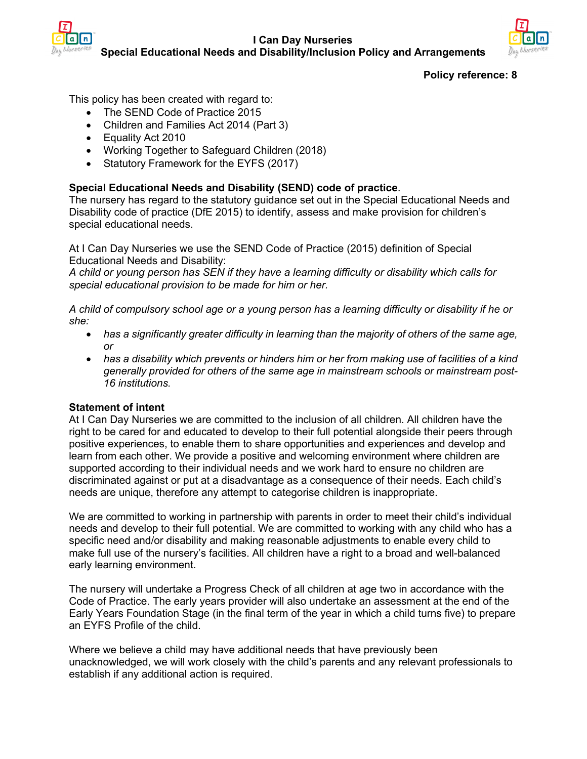# I Can Day Nurseries
## Special Educational Needs and Disability/Inclusion Policy and Arrangements

**Policy reference: 8**

This policy has been created with regard to:

- The SEND Code of Practice 2015
- Children and Families Act 2014 (Part 3)
- Equality Act 2010
- Working Together to Safeguard Children (2018)
- Statutory Framework for the EYFS (2017)

**Special Educational Needs and Disability (SEND) code of practice**.
The nursery has regard to the statutory guidance set out in the Special Educational Needs and Disability code of practice (DfE 2015) to identify, assess and make provision for children's special educational needs.

At I Can Day Nurseries we use the SEND Code of Practice (2015) definition of Special Educational Needs and Disability:
*A child or young person has SEN if they have a learning difficulty or disability which calls for special educational provision to be made for him or her.*

*A child of compulsory school age or a young person has a learning difficulty or disability if he or she:*

- *has a significantly greater difficulty in learning than the majority of others of the same age, or*
- *has a disability which prevents or hinders him or her from making use of facilities of a kind generally provided for others of the same age in mainstream schools or mainstream post-16 institutions.*

**Statement of intent**
At I Can Day Nurseries we are committed to the inclusion of all children. All children have the right to be cared for and educated to develop to their full potential alongside their peers through positive experiences, to enable them to share opportunities and experiences and develop and learn from each other. We provide a positive and welcoming environment where children are supported according to their individual needs and we work hard to ensure no children are discriminated against or put at a disadvantage as a consequence of their needs. Each child's needs are unique, therefore any attempt to categorise children is inappropriate.

We are committed to working in partnership with parents in order to meet their child's individual needs and develop to their full potential. We are committed to working with any child who has a specific need and/or disability and making reasonable adjustments to enable every child to make full use of the nursery's facilities. All children have a right to a broad and well-balanced early learning environment.

The nursery will undertake a Progress Check of all children at age two in accordance with the Code of Practice. The early years provider will also undertake an assessment at the end of the Early Years Foundation Stage (in the final term of the year in which a child turns five) to prepare an EYFS Profile of the child.

Where we believe a child may have additional needs that have previously been unacknowledged, we will work closely with the child's parents and any relevant professionals to establish if any additional action is required.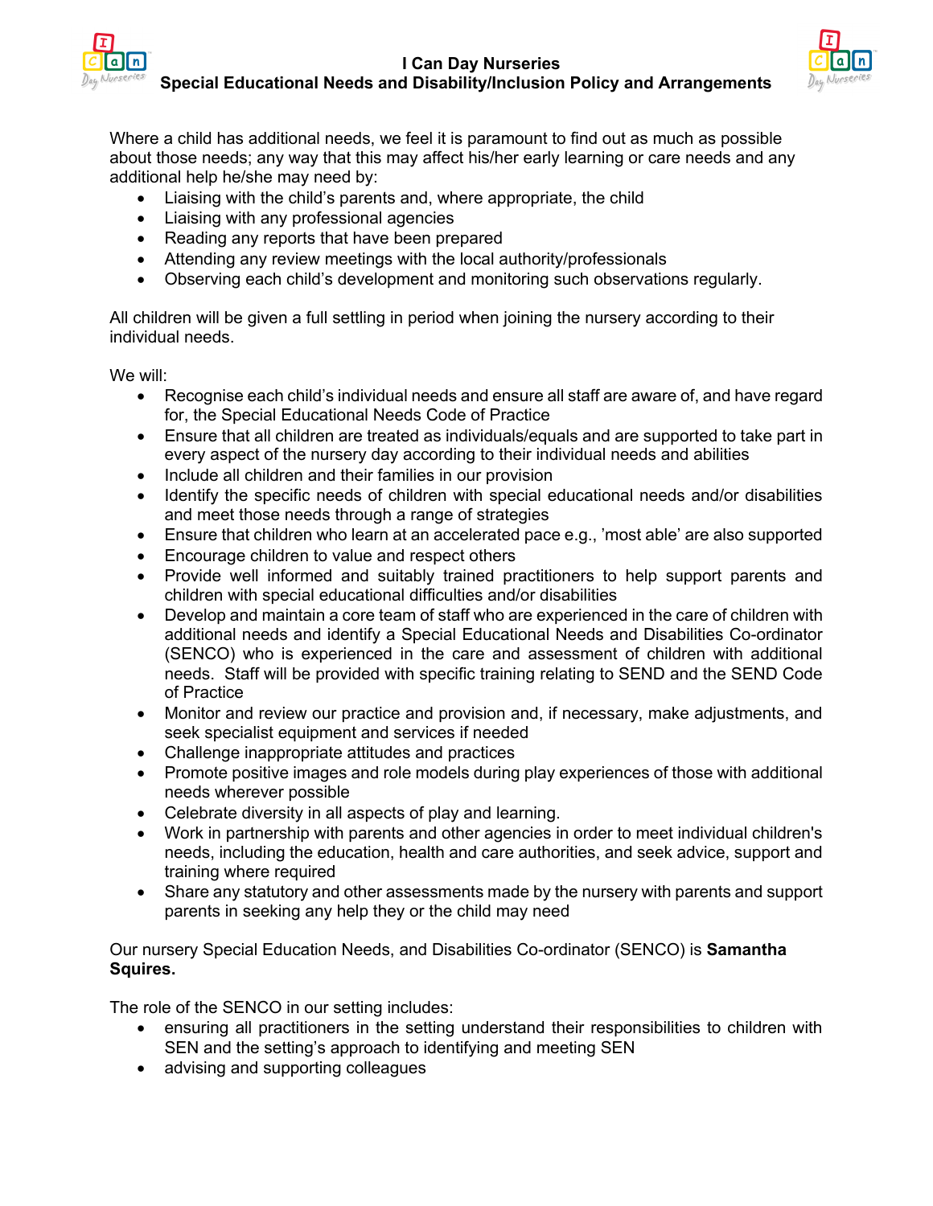Where a child has additional needs, we feel it is paramount to find out as much as possible about those needs; any way that this may affect his/her early learning or care needs and any additional help he/she may need by:

- Liaising with the child's parents and, where appropriate, the child
- Liaising with any professional agencies
- Reading any reports that have been prepared
- Attending any review meetings with the local authority/professionals
- Observing each child's development and monitoring such observations regularly.

All children will be given a full settling in period when joining the nursery according to their individual needs.

We will:

- Recognise each child's individual needs and ensure all staff are aware of, and have regard for, the Special Educational Needs Code of Practice
- Ensure that all children are treated as individuals/equals and are supported to take part in every aspect of the nursery day according to their individual needs and abilities
- Include all children and their families in our provision
- Identify the specific needs of children with special educational needs and/or disabilities and meet those needs through a range of strategies
- Ensure that children who learn at an accelerated pace e.g., 'most able' are also supported
- Encourage children to value and respect others
- Provide well informed and suitably trained practitioners to help support parents and children with special educational difficulties and/or disabilities
- Develop and maintain a core team of staff who are experienced in the care of children with additional needs and identify a Special Educational Needs and Disabilities Co-ordinator (SENCO) who is experienced in the care and assessment of children with additional needs. Staff will be provided with specific training relating to SEND and the SEND Code of Practice
- Monitor and review our practice and provision and, if necessary, make adjustments, and seek specialist equipment and services if needed
- Challenge inappropriate attitudes and practices
- Promote positive images and role models during play experiences of those with additional needs wherever possible
- Celebrate diversity in all aspects of play and learning.
- Work in partnership with parents and other agencies in order to meet individual children's needs, including the education, health and care authorities, and seek advice, support and training where required
- Share any statutory and other assessments made by the nursery with parents and support parents in seeking any help they or the child may need

Our nursery Special Education Needs, and Disabilities Co-ordinator (SENCO) is **Samantha Squires.**

The role of the SENCO in our setting includes:

- ensuring all practitioners in the setting understand their responsibilities to children with SEN and the setting's approach to identifying and meeting SEN
- advising and supporting colleagues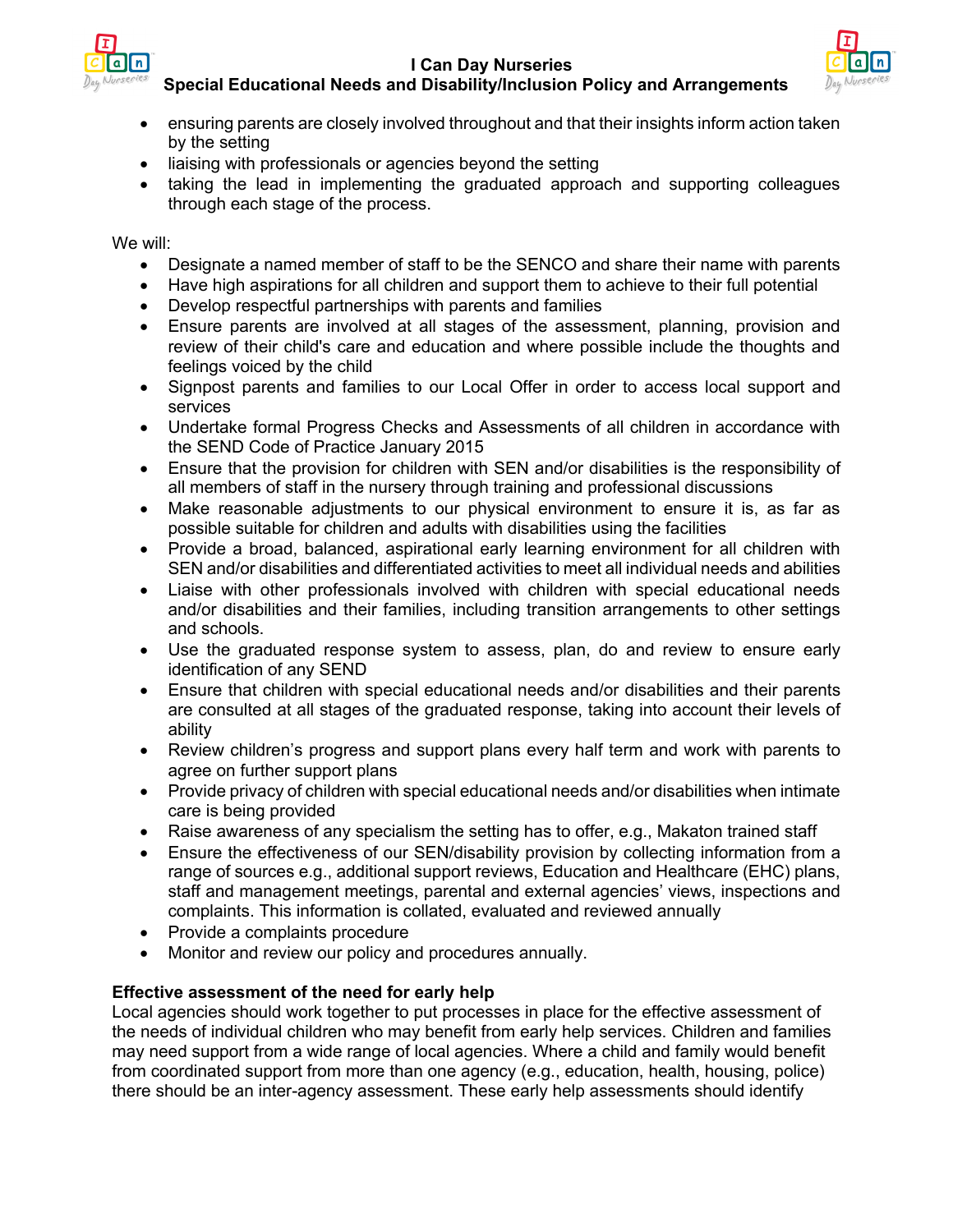- ensuring parents are closely involved throughout and that their insights inform action taken by the setting
- liaising with professionals or agencies beyond the setting
- taking the lead in implementing the graduated approach and supporting colleagues through each stage of the process.

We will:

- Designate a named member of staff to be the SENCO and share their name with parents
- Have high aspirations for all children and support them to achieve to their full potential
- Develop respectful partnerships with parents and families
- Ensure parents are involved at all stages of the assessment, planning, provision and review of their child's care and education and where possible include the thoughts and feelings voiced by the child
- Signpost parents and families to our Local Offer in order to access local support and services
- Undertake formal Progress Checks and Assessments of all children in accordance with the SEND Code of Practice January 2015
- Ensure that the provision for children with SEN and/or disabilities is the responsibility of all members of staff in the nursery through training and professional discussions
- Make reasonable adjustments to our physical environment to ensure it is, as far as possible suitable for children and adults with disabilities using the facilities
- Provide a broad, balanced, aspirational early learning environment for all children with SEN and/or disabilities and differentiated activities to meet all individual needs and abilities
- Liaise with other professionals involved with children with special educational needs and/or disabilities and their families, including transition arrangements to other settings and schools.
- Use the graduated response system to assess, plan, do and review to ensure early identification of any SEND
- Ensure that children with special educational needs and/or disabilities and their parents are consulted at all stages of the graduated response, taking into account their levels of ability
- Review children's progress and support plans every half term and work with parents to agree on further support plans
- Provide privacy of children with special educational needs and/or disabilities when intimate care is being provided
- Raise awareness of any specialism the setting has to offer, e.g., Makaton trained staff
- Ensure the effectiveness of our SEN/disability provision by collecting information from a range of sources e.g., additional support reviews, Education and Healthcare (EHC) plans, staff and management meetings, parental and external agencies' views, inspections and complaints. This information is collated, evaluated and reviewed annually
- Provide a complaints procedure
- Monitor and review our policy and procedures annually.

**Effective assessment of the need for early help**

Local agencies should work together to put processes in place for the effective assessment of the needs of individual children who may benefit from early help services. Children and families may need support from a wide range of local agencies. Where a child and family would benefit from coordinated support from more than one agency (e.g., education, health, housing, police) there should be an inter-agency assessment. These early help assessments should identify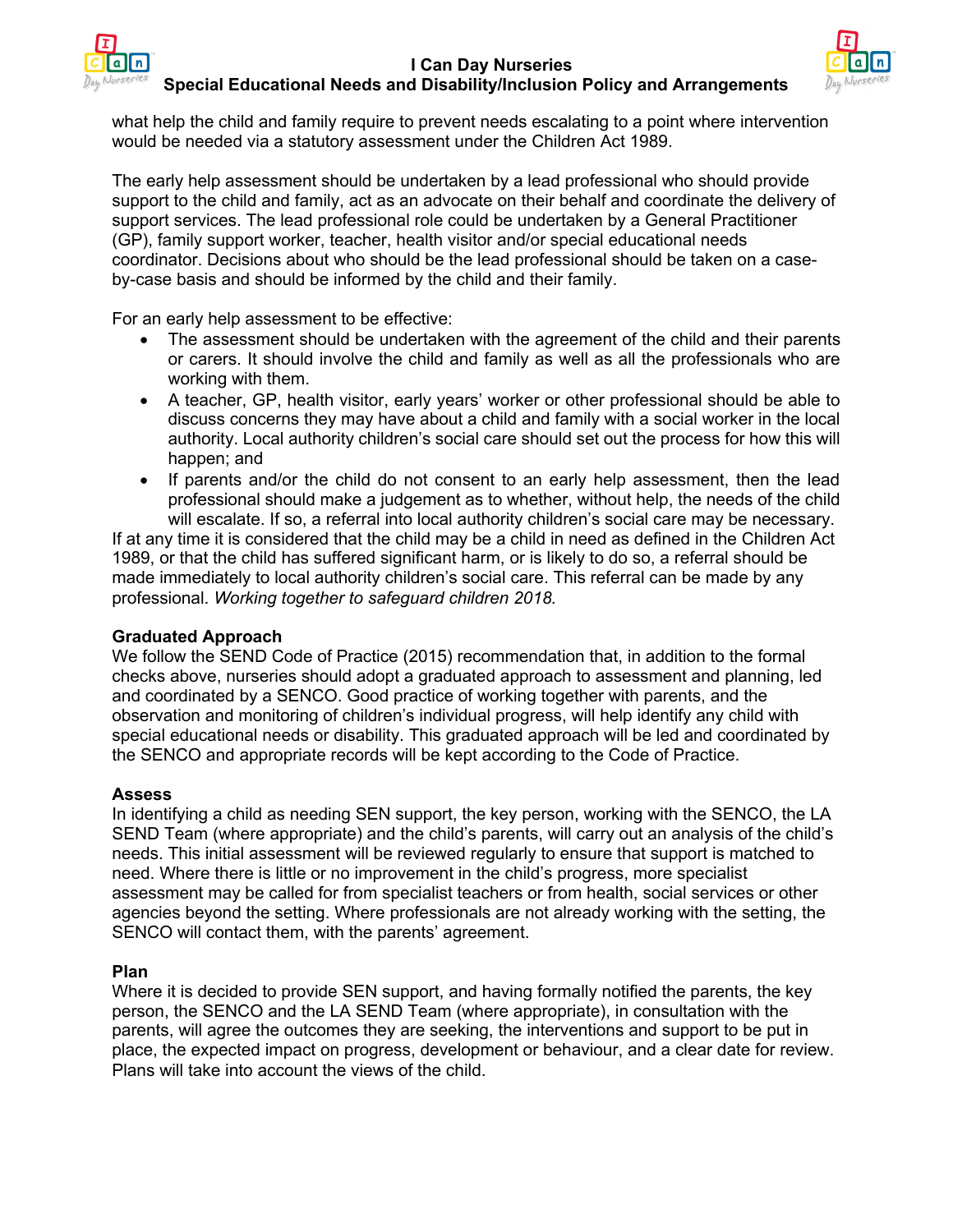what help the child and family require to prevent needs escalating to a point where intervention would be needed via a statutory assessment under the Children Act 1989.

The early help assessment should be undertaken by a lead professional who should provide support to the child and family, act as an advocate on their behalf and coordinate the delivery of support services. The lead professional role could be undertaken by a General Practitioner (GP), family support worker, teacher, health visitor and/or special educational needs coordinator. Decisions about who should be the lead professional should be taken on a case-by-case basis and should be informed by the child and their family.

For an early help assessment to be effective:

- The assessment should be undertaken with the agreement of the child and their parents or carers. It should involve the child and family as well as all the professionals who are working with them.
- A teacher, GP, health visitor, early years' worker or other professional should be able to discuss concerns they may have about a child and family with a social worker in the local authority. Local authority children's social care should set out the process for how this will happen; and
- If parents and/or the child do not consent to an early help assessment, then the lead professional should make a judgement as to whether, without help, the needs of the child will escalate. If so, a referral into local authority children's social care may be necessary.

If at any time it is considered that the child may be a child in need as defined in the Children Act 1989, or that the child has suffered significant harm, or is likely to do so, a referral should be made immediately to local authority children's social care. This referral can be made by any professional. *Working together to safeguard children 2018.*

**Graduated Approach**

We follow the SEND Code of Practice (2015) recommendation that, in addition to the formal checks above, nurseries should adopt a graduated approach to assessment and planning, led and coordinated by a SENCO. Good practice of working together with parents, and the observation and monitoring of children's individual progress, will help identify any child with special educational needs or disability. This graduated approach will be led and coordinated by the SENCO and appropriate records will be kept according to the Code of Practice.

**Assess**

In identifying a child as needing SEN support, the key person, working with the SENCO, the LA SEND Team (where appropriate) and the child's parents, will carry out an analysis of the child's needs. This initial assessment will be reviewed regularly to ensure that support is matched to need. Where there is little or no improvement in the child's progress, more specialist assessment may be called for from specialist teachers or from health, social services or other agencies beyond the setting. Where professionals are not already working with the setting, the SENCO will contact them, with the parents' agreement.

**Plan**

Where it is decided to provide SEN support, and having formally notified the parents, the key person, the SENCO and the LA SEND Team (where appropriate), in consultation with the parents, will agree the outcomes they are seeking, the interventions and support to be put in place, the expected impact on progress, development or behaviour, and a clear date for review. Plans will take into account the views of the child.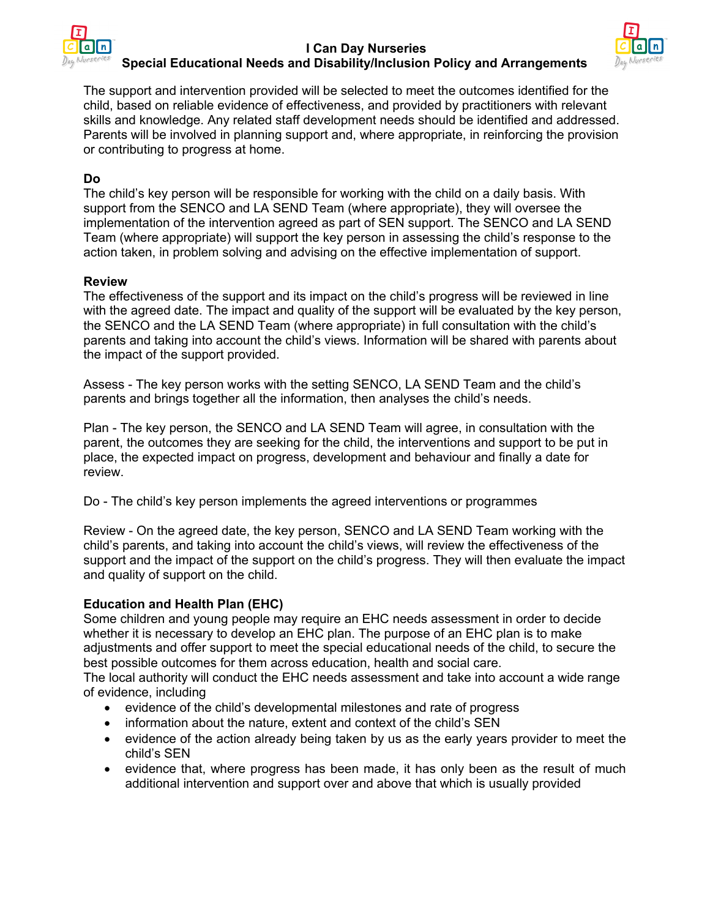The support and intervention provided will be selected to meet the outcomes identified for the child, based on reliable evidence of effectiveness, and provided by practitioners with relevant skills and knowledge. Any related staff development needs should be identified and addressed. Parents will be involved in planning support and, where appropriate, in reinforcing the provision or contributing to progress at home.

**Do**

The child's key person will be responsible for working with the child on a daily basis. With support from the SENCO and LA SEND Team (where appropriate), they will oversee the implementation of the intervention agreed as part of SEN support. The SENCO and LA SEND Team (where appropriate) will support the key person in assessing the child's response to the action taken, in problem solving and advising on the effective implementation of support.

**Review**

The effectiveness of the support and its impact on the child's progress will be reviewed in line with the agreed date. The impact and quality of the support will be evaluated by the key person, the SENCO and the LA SEND Team (where appropriate) in full consultation with the child's parents and taking into account the child's views. Information will be shared with parents about the impact of the support provided.

Assess - The key person works with the setting SENCO, LA SEND Team and the child's parents and brings together all the information, then analyses the child's needs.

Plan - The key person, the SENCO and LA SEND Team will agree, in consultation with the parent, the outcomes they are seeking for the child, the interventions and support to be put in place, the expected impact on progress, development and behaviour and finally a date for review.

Do - The child's key person implements the agreed interventions or programmes

Review - On the agreed date, the key person, SENCO and LA SEND Team working with the child's parents, and taking into account the child's views, will review the effectiveness of the support and the impact of the support on the child's progress. They will then evaluate the impact and quality of support on the child.

**Education and Health Plan (EHC)**

Some children and young people may require an EHC needs assessment in order to decide whether it is necessary to develop an EHC plan. The purpose of an EHC plan is to make adjustments and offer support to meet the special educational needs of the child, to secure the best possible outcomes for them across education, health and social care.
The local authority will conduct the EHC needs assessment and take into account a wide range of evidence, including

- evidence of the child's developmental milestones and rate of progress
- information about the nature, extent and context of the child's SEN
- evidence of the action already being taken by us as the early years provider to meet the child's SEN
- evidence that, where progress has been made, it has only been as the result of much additional intervention and support over and above that which is usually provided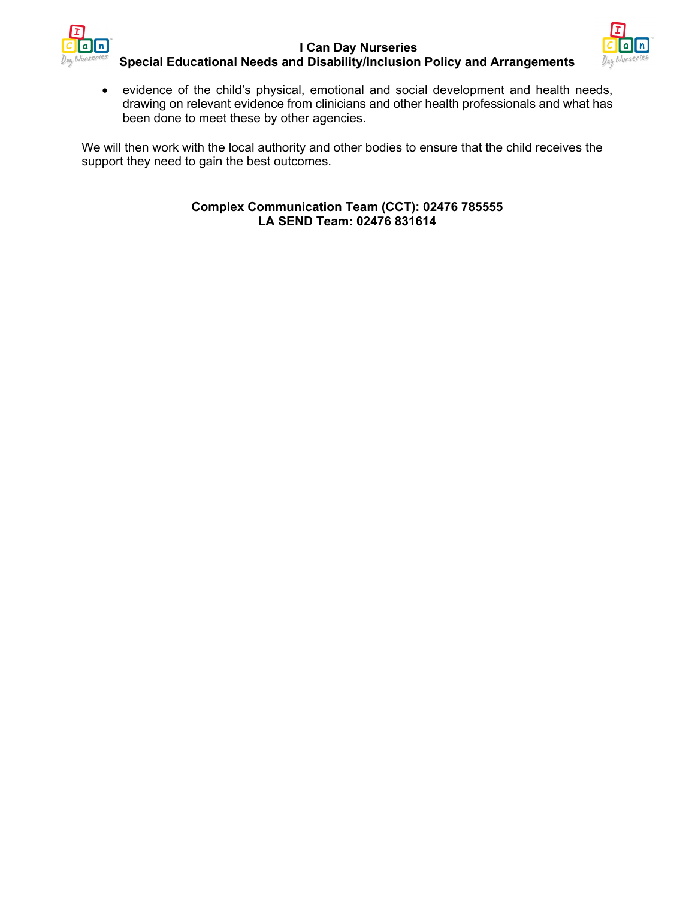- evidence of the child's physical, emotional and social development and health needs, drawing on relevant evidence from clinicians and other health professionals and what has been done to meet these by other agencies.

We will then work with the local authority and other bodies to ensure that the child receives the support they need to gain the best outcomes.

**Complex Communication Team (CCT): 02476 785555**
**LA SEND Team: 02476 831614**